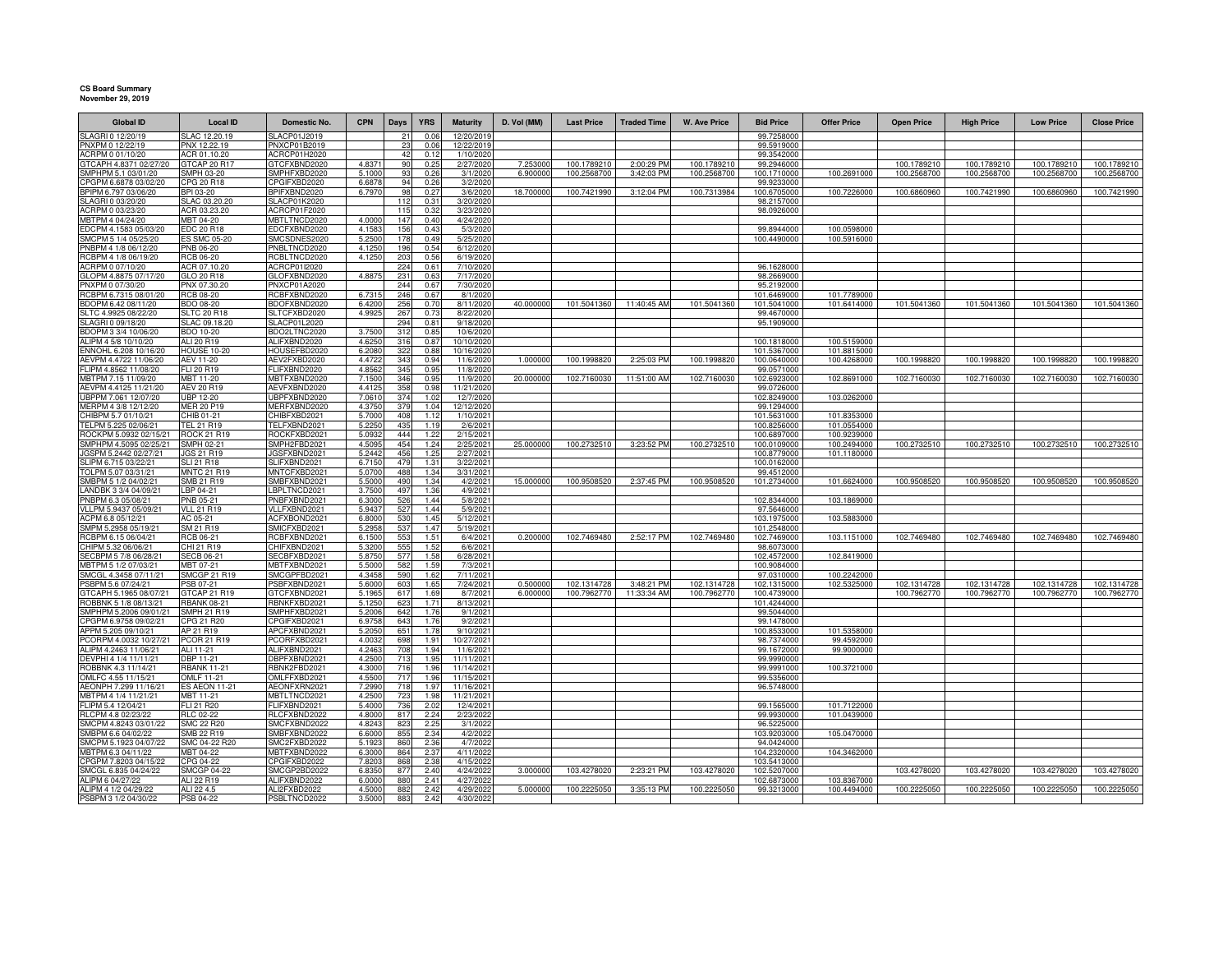**CS Board Summary**
**November 29, 2019**

| Global ID | Local ID | Domestic No. | CPN | Days | YRS | Maturity | D. Vol (MM) | Last Price | Traded Time | W. Ave Price | Bid Price | Offer Price | Open Price | High Price | Low Price | Close Price |
|---|---|---|---|---|---|---|---|---|---|---|---|---|---|---|---|---|
| SLAGRI 0 12/20/19 | SLAC 12.20.19 | SLACP01J2019 | | 21 | 0.06 | 12/20/2019 | | | | | 99.7258000 | | | | | |
| PNXPM 0 12/22/19 | PNX 12.22.19 | PNXCP01B2019 | | 23 | 0.06 | 12/22/2019 | | | | | 99.5919000 | | | | | |
| ACRPM 0 01/10/20 | ACR 01.10.20 | ACRCP01H2020 | | 42 | 0.12 | 1/10/2020 | | | | | 99.3542000 | | | | | |
| GTCAPH 4.8371 02/27/20 | GTCAP 20 R17 | GTCFXBND2020 | 4.8371 | 90 | 0.25 | 2/27/2020 | 7.253000 | 100.1789210 | 2:00:29 PM | 100.1789210 | 99.2946000 | | 100.1789210 | 100.1789210 | 100.1789210 | 100.1789210 |
| SMPHPM 5.1 03/01/20 | SMPH 03-20 | SMPHFXBD2020 | 5.1000 | 93 | 0.26 | 3/1/2020 | 6.900000 | 100.2568700 | 3:42:03 PM | 100.2568700 | 100.1710000 | 100.2691000 | 100.2568700 | 100.2568700 | 100.2568700 | 100.2568700 |
| CPGPM 6.6878 03/02/20 | CPG 20 R18 | CPGIFXBD2020 | 6.6878 | 94 | 0.26 | 3/2/2020 | | | | | 99.9233000 | | | | | |
| BPIPM 6.797 03/06/20 | BPI 03-20 | BPIFXBND2020 | 6.7970 | 98 | 0.27 | 3/6/2020 | 18.700000 | 100.7421990 | 3:12:04 PM | 100.7313984 | 100.6705000 | 100.7226000 | 100.6860960 | 100.7421990 | 100.6860960 | 100.7421990 |
| SLAGRI 0 03/20/20 | SLAC 03.20.20 | SLACP01K2020 | | 112 | 0.31 | 3/20/2020 | | | | | 98.2157000 | | | | | |
| ACRPM 0 03/23/20 | ACR 03.23.20 | ACRCP01F2020 | | 115 | 0.32 | 3/23/2020 | | | | | 98.0926000 | | | | | |
| MBTPM 4 04/24/20 | MBT 04-20 | MBTLTNCD2020 | 4.0000 | 147 | 0.40 | 4/24/2020 | | | | | | | | | | |
| EDCPM 4.1583 05/03/20 | EDC 20 R18 | EDCFXBND2020 | 4.1583 | 156 | 0.43 | 5/3/2020 | | | | | 99.8944000 | 100.0598000 | | | | |
| SMCPM 5 1/4 05/25/20 | ES SMC 05-20 | SMCSDNES2020 | 5.2500 | 178 | 0.49 | 5/25/2020 | | | | | 100.4490000 | 100.5916000 | | | | |
| PNBPM 4 1/8 06/12/20 | PNB 06-20 | PNBLTNCD2020 | 4.1250 | 196 | 0.54 | 6/12/2020 | | | | | | | | | | |
| RCBPM 4 1/8 06/19/20 | RCB 06-20 | RCBLTNCD2020 | 4.1250 | 203 | 0.56 | 6/19/2020 | | | | | | | | | | |
| ACRPM 0 07/10/20 | ACR 07.10.20 | ACRCP01I2020 | | 224 | 0.61 | 7/10/2020 | | | | | 96.1628000 | | | | | |
| GLOPM 4.8875 07/17/20 | GLO 20 R18 | GLOFXBND2020 | 4.8875 | 231 | 0.63 | 7/17/2020 | | | | | 98.2669000 | | | | | |
| PNXPM 0 07/30/20 | PNX 07.30.20 | PNXCP01A2020 | | 244 | 0.67 | 7/30/2020 | | | | | 95.2192000 | | | | | |
| RCBPM 6.7315 08/01/20 | RCB 08-20 | RCBFXBND2020 | 6.7315 | 246 | 0.67 | 8/1/2020 | | | | | 101.6469000 | 101.7789000 | | | | |
| BDOPM 6.42 08/11/20 | BDO 08-20 | BDOFXBND2020 | 6.4200 | 256 | 0.70 | 8/11/2020 | 40.000000 | 101.5041360 | 11:40:45 AM | 101.5041360 | 101.5041000 | 101.6414000 | 101.5041360 | 101.5041360 | 101.5041360 | 101.5041360 |
| SLTC 4.9925 08/22/20 | SLTC 20 R18 | SLTCFXBD2020 | 4.9925 | 267 | 0.73 | 8/22/2020 | | | | | 99.4670000 | | | | | |
| SLAGRI 0 09/18/20 | SLAC 09.18.20 | SLACP01L2020 | | 294 | 0.81 | 9/18/2020 | | | | | 95.1909000 | | | | | |
| BDOPM 3 3/4 10/06/20 | BDO 10-20 | BDO2LTNC2020 | 3.7500 | 312 | 0.85 | 10/6/2020 | | | | | | | | | | |
| ALIPM 4 5/8 10/10/20 | ALI 20 R19 | ALIFXBND2020 | 4.6250 | 316 | 0.87 | 10/10/2020 | | | | | 100.1818000 | 100.5159000 | | | | |
| ENNOHL 6.208 10/16/20 | HOUSE 10-20 | HOUSEFBD2020 | 6.2080 | 322 | 0.88 | 10/16/2020 | | | | | 101.5367000 | 101.8815000 | | | | |
| AEVPM 4.4722 11/06/20 | AEV 11-20 | AEV2FXBD2020 | 4.4722 | 343 | 0.94 | 11/6/2020 | 1.000000 | 100.1998820 | 2:25:03 PM | 100.1998820 | 100.0640000 | 100.4268000 | 100.1998820 | 100.1998820 | 100.1998820 | 100.1998820 |
| FLIPM 4.8562 11/08/20 | FLI 20 R19 | FLIFXBND2020 | 4.8562 | 345 | 0.95 | 11/8/2020 | | | | | 99.0571000 | | | | | |
| MBTPM 7.15 11/09/20 | MBT 11-20 | MBTFXBND2020 | 7.1500 | 346 | 0.95 | 11/9/2020 | 20.000000 | 102.7160030 | 11:51:00 AM | 102.7160030 | 102.6923000 | 102.8691000 | 102.7160030 | 102.7160030 | 102.7160030 | 102.7160030 |
| AEVPM 4.4125 11/21/20 | AEV 20 R19 | AEVFXBND2020 | 4.4125 | 358 | 0.98 | 11/21/2020 | | | | | 99.0726000 | | | | | |
| UBPPM 7.061 12/07/20 | UBP 12-20 | UBPFXBND2020 | 7.0610 | 374 | 1.02 | 12/7/2020 | | | | | 102.8249000 | 103.0262000 | | | | |
| MERPM 4 3/8 12/12/20 | MER 20 P19 | MERFXBND2020 | 4.3750 | 379 | 1.04 | 12/12/2020 | | | | | 99.1294000 | | | | | |
| CHIBPM 5.7 01/10/21 | CHIB 01-21 | CHIBFXBD2021 | 5.7000 | 408 | 1.12 | 1/10/2021 | | | | | 101.5631000 | 101.8353000 | | | | |
| TELPM 5.225 02/06/21 | TEL 21 R19 | TELFXBND2021 | 5.2250 | 435 | 1.19 | 2/6/2021 | | | | | 100.8256000 | 101.0564000 | | | | |
| ROCKPM 5.0932 02/15/21 | ROCK 21 R19 | ROCKFXBD2021 | 5.0932 | 444 | 1.22 | 2/15/2021 | | | | | 100.6897000 | 100.9239000 | | | | |
| SMPHPM 4.5095 02/25/21 | SMPH 02-21 | SMPH2FBD2021 | 4.5095 | 454 | 1.24 | 2/25/2021 | 25.000000 | 100.2732510 | 3:23:52 PM | 100.2732510 | 100.0109000 | 100.2494000 | 100.2732510 | 100.2732510 | 100.2732510 | 100.2732510 |
| JGSPM 5.2442 02/27/21 | JGS 21 R19 | JGSFXBND2021 | 5.2442 | 456 | 1.25 | 2/27/2021 | | | | | 100.8779000 | 101.1180000 | | | | |
| SLIPM 6.715 03/22/21 | SLI 21 R18 | SLIFXBND2021 | 6.7150 | 479 | 1.31 | 3/22/2021 | | | | | 100.0162000 | | | | | |
| TOLPM 5.07 03/31/21 | MNTC 21 R19 | MNTCFXBD2021 | 5.0700 | 488 | 1.34 | 3/31/2021 | | | | | 99.4512000 | | | | | |
| SMBPM 5 1/2 04/02/21 | SMB 21 R19 | SMBFXBND2021 | 5.5000 | 490 | 1.34 | 4/2/2021 | 15.000000 | 100.9508520 | 2:37:45 PM | 100.9508520 | 101.2734000 | 101.6624000 | 100.9508520 | 100.9508520 | 100.9508520 | 100.9508520 |
| LANDBK 3 3/4 04/09/21 | LBP 04-21 | LBPLTNCD2021 | 3.7500 | 497 | 1.36 | 4/9/2021 | | | | | | | | | | |
| PNBPM 6.3 05/08/21 | PNB 05-21 | PNBFXBND2021 | 6.3000 | 526 | 1.44 | 5/8/2021 | | | | | 102.8344000 | 103.1869000 | | | | |
| VLLPM 5.9437 05/09/21 | VLL 21 R19 | VLLFXBND2021 | 5.9437 | 527 | 1.44 | 5/9/2021 | | | | | 97.5646000 | | | | | |
| ACPM 6.8 05/12/21 | AC 05-21 | ACFXBOND2021 | 6.8000 | 530 | 1.45 | 5/12/2021 | | | | | 103.1975000 | 103.5883000 | | | | |
| SMPM 5.2958 05/19/21 | SM 21 R19 | SMICFXBD2021 | 5.2958 | 537 | 1.47 | 5/19/2021 | | | | | 101.2548000 | | | | | |
| RCBPM 6.15 06/04/21 | RCB 06-21 | RCBFXBND2021 | 6.1500 | 553 | 1.51 | 6/4/2021 | 0.200000 | 102.7469480 | 2:52:17 PM | 102.7469480 | 102.7469000 | 103.1151000 | 102.7469480 | 102.7469480 | 102.7469480 | 102.7469480 |
| CHIPM 5.32 06/06/21 | CHI 21 R19 | CHIFXBND2021 | 5.3200 | 555 | 1.52 | 6/6/2021 | | | | | 98.6073000 | | | | | |
| SECBPM 5 7/8 06/28/21 | SECB 06-21 | SECBFXBD2021 | 5.8750 | 577 | 1.58 | 6/28/2021 | | | | | 102.4572000 | 102.8419000 | | | | |
| MBTPM 5 1/2 07/03/21 | MBT 07-21 | MBTFXBND2021 | 5.5000 | 582 | 1.59 | 7/3/2021 | | | | | 100.9084000 | | | | | |
| SMCGL 4.3458 07/11/21 | SMCGP 21 R19 | SMCGPFBD2021 | 4.3458 | 590 | 1.62 | 7/11/2021 | | | | | 97.0310000 | 100.2242000 | | | | |
| PSBPM 5.6 07/24/21 | PSB 07-21 | PSBFXBND2021 | 5.6000 | 603 | 1.65 | 7/24/2021 | 0.500000 | 102.1314728 | 3:48:21 PM | 102.1314728 | 102.1315000 | 102.5325000 | 102.1314728 | 102.1314728 | 102.1314728 | 102.1314728 |
| GTCAPH 5.1965 08/07/21 | GTCAP 21 R19 | GTCFXBND2021 | 5.1965 | 617 | 1.69 | 8/7/2021 | 6.000000 | 100.7962770 | 11:33:34 AM | 100.7962770 | 100.4739000 | | 100.7962770 | 100.7962770 | 100.7962770 | 100.7962770 |
| ROBBNK 5 1/8 08/13/21 | RBANK 08-21 | RBNKFXBD2021 | 5.1250 | 623 | 1.71 | 8/13/2021 | | | | | 101.4244000 | | | | | |
| SMPHPM 5.2006 09/01/21 | SMPH 21 R19 | SMPHFXBD2021 | 5.2006 | 642 | 1.76 | 9/1/2021 | | | | | 99.5044000 | | | | | |
| CPGPM 6.9758 09/02/21 | CPG 21 R20 | CPGIFXBD2021 | 6.9758 | 643 | 1.76 | 9/2/2021 | | | | | 99.1478000 | | | | | |
| APPM 5.205 09/10/21 | AP 21 R19 | APCFXBND2021 | 5.2050 | 651 | 1.78 | 9/10/2021 | | | | | 100.8533000 | 101.5358000 | | | | |
| PCORPM 4.0032 10/27/21 | PCOR 21 R19 | PCORFXBD2021 | 4.0032 | 698 | 1.91 | 10/27/2021 | | | | | 98.7374000 | 99.4592000 | | | | |
| ALIPM 4.2463 11/06/21 | ALI 11-21 | ALIFXBND2021 | 4.2463 | 708 | 1.94 | 11/6/2021 | | | | | 99.1672000 | 99.9000000 | | | | |
| DEVPHI 4 1/4 11/11/21 | DBP 11-21 | DBPFXBND2021 | 4.2500 | 713 | 1.95 | 11/11/2021 | | | | | 99.9990000 | | | | | |
| ROBBNK 4.3 11/14/21 | RBANK 11-21 | RBNK2FBD2021 | 4.3000 | 716 | 1.96 | 11/14/2021 | | | | | 99.9991000 | 100.3721000 | | | | |
| OMLFC 4.55 11/15/21 | OMLF 11-21 | OMLFFXBD2021 | 4.5500 | 717 | 1.96 | 11/15/2021 | | | | | 99.5356000 | | | | | |
| AEONPH 7.299 11/16/21 | ES AEON 11-21 | AEONFXRN2021 | 7.2990 | 718 | 1.97 | 11/16/2021 | | | | | 96.5748000 | | | | | |
| MBTPM 4 1/4 11/21/21 | MBT 11-21 | MBTLTNCD2021 | 4.2500 | 723 | 1.98 | 11/21/2021 | | | | | | | | | | |
| FLIPM 5.4 12/04/21 | FLI 21 R20 | FLIFXBND2021 | 5.4000 | 736 | 2.02 | 12/4/2021 | | | | | 99.1565000 | 101.7122000 | | | | |
| RLCPM 4.8 02/23/22 | RLC 02-22 | RLCFXBND2022 | 4.8000 | 817 | 2.24 | 2/23/2022 | | | | | 99.9930000 | 101.0439000 | | | | |
| SMCPM 4.8243 03/01/22 | SMC 22 R20 | SMCFXBND2022 | 4.8243 | 823 | 2.25 | 3/1/2022 | | | | | 96.5225000 | | | | | |
| SMBPM 6.6 04/02/22 | SMB 22 R19 | SMBFXBND2022 | 6.6000 | 855 | 2.34 | 4/2/2022 | | | | | 103.9203000 | 105.0470000 | | | | |
| SMCPM 5.1923 04/07/22 | SMC 04-22 R20 | SMC2FXBD2022 | 5.1923 | 860 | 2.36 | 4/7/2022 | | | | | 94.0424000 | | | | | |
| MBTPM 6.3 04/11/22 | MBT 04-22 | MBTFXBND2022 | 6.3000 | 864 | 2.37 | 4/11/2022 | | | | | 104.2320000 | 104.3462000 | | | | |
| CPGPM 7.8203 04/15/22 | CPG 04-22 | CPGIFXBD2022 | 7.8203 | 868 | 2.38 | 4/15/2022 | | | | | 103.5413000 | | | | | |
| SMCGL 6.835 04/24/22 | SMCGP 04-22 | SMCGP2BD2022 | 6.8350 | 877 | 2.40 | 4/24/2022 | 3.000000 | 103.4278020 | 2:23:21 PM | 103.4278020 | 102.5207000 | 103.8367000 | 103.4278020 | 103.4278020 | 103.4278020 | 103.4278020 |
| ALIPM 6 04/27/22 | ALI 22 R19 | ALIFXBND2022 | 6.0000 | 880 | 2.41 | 4/27/2022 | | | | | 102.6873000 | | | | | |
| ALIPM 4 1/2 04/29/22 | ALI 22 4.5 | ALI2FXBD2022 | 4.5000 | 882 | 2.42 | 4/29/2022 | 5.000000 | 100.2225050 | 3:35:13 PM | 100.2225050 | 99.3213000 | 100.4494000 | 100.2225050 | 100.2225050 | 100.2225050 | 100.2225050 |
| PSBPM 3 1/2 04/30/22 | PSB 04-22 | PSBLTNCD2022 | 3.5000 | 883 | 2.42 | 4/30/2022 | | | | | | | | | | |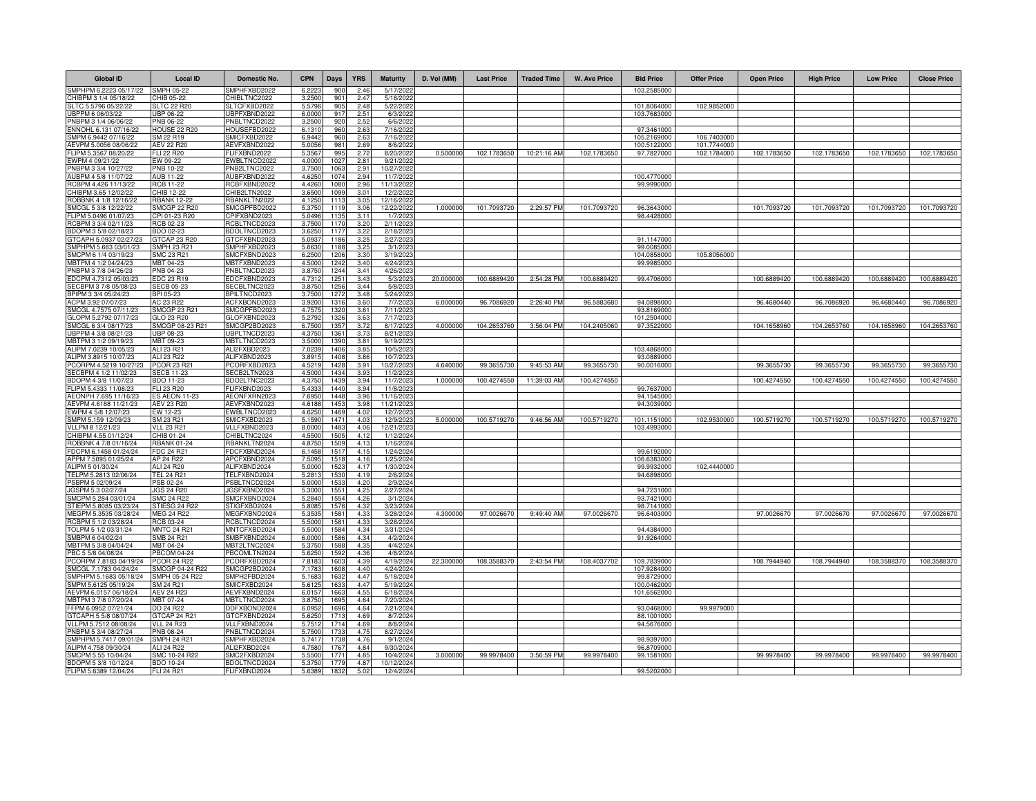| Global ID | Local ID | Domestic No. | CPN | Days | YRS | Maturity | D. Vol (MM) | Last Price | Traded Time | W. Ave Price | Bid Price | Offer Price | Open Price | High Price | Low Price | Close Price |
|---|---|---|---|---|---|---|---|---|---|---|---|---|---|---|---|---|
| SMPHPM 6.2223 05/17/22 | SMPH 05-22 | SMPHFXBD2022 | 6.2223 | 900 | 2.46 | 5/17/2022 | | | | | 103.2585000 | | | | | |
| CHIBPM 3 1/4 05/18/22 | CHIB 05-22 | CHIBLTNC2022 | 3.2500 | 901 | 2.47 | 5/18/2022 | | | | | | | | | | |
| SLTC 5.5796 05/22/22 | SLTC 22 R20 | SLTCFXBD2022 | 5.5796 | 905 | 2.48 | 5/22/2022 | | | | | 101.8064000 | 102.9852000 | | | | |
| UBPPM 6 06/03/22 | UBP 06-22 | UBPFXBND2022 | 6.0000 | 917 | 2.51 | 6/3/2022 | | | | | 103.7683000 | | | | | |
| PNBPM 3 1/4 06/06/22 | PNB 06-22 | PNBLTNCD2022 | 3.2500 | 920 | 2.52 | 6/6/2022 | | | | | | | | | | |
| ENNOHL 6.131 07/16/22 | HOUSE 22 R20 | HOUSEFBD2022 | 6.1310 | 960 | 2.63 | 7/16/2022 | | | | | 97.3461000 | | | | | |
| SMPM 6.9442 07/16/22 | SM 22 R19 | SMICFXBD2022 | 6.9442 | 960 | 2.63 | 7/16/2022 | | | | | 105.2169000 | 106.7403000 | | | | |
| AEVPM 5.0056 08/06/22 | AEV 22 R20 | AEVFXBND2022 | 5.0056 | 981 | 2.69 | 8/6/2022 | | | | | 100.5122000 | 101.7744000 | | | | |
| FLIPM 5.3567 08/20/22 | FLI 22 R20 | FLIFXBND2022 | 5.3567 | 995 | 2.72 | 8/20/2022 | 0.500000 | 102.1783650 | 10:21:16 AM | 102.1783650 | 97.7827000 | 102.1784000 | 102.1783650 | 102.1783650 | 102.1783650 | 102.1783650 |
| EWPM 4 09/21/22 | EW 09-22 | EWBLTNCD2022 | 4.0000 | 1027 | 2.81 | 9/21/2022 | | | | | | | | | | |
| PNBPM 3 3/4 10/27/22 | PNB 10-22 | PNB2LTNC2022 | 3.7500 | 1063 | 2.91 | 10/27/2022 | | | | | | | | | | |
| AUBPM 4 5/8 11/07/22 | AUB 11-22 | AUBFXBND2022 | 4.6250 | 1074 | 2.94 | 11/7/2022 | | | | | 100.4770000 | | | | | |
| RCBPM 4.426 11/13/22 | RCB 11-22 | RCBFXBND2022 | 4.4260 | 1080 | 2.96 | 11/13/2022 | | | | | 99.9990000 | | | | | |
| CHIBPM 3.65 12/02/22 | CHIB 12-22 | CHIB2LTN2022 | 3.6500 | 1099 | 3.01 | 12/2/2022 | | | | | | | | | | |
| ROBBNK 4 1/8 12/16/22 | RBANK 12-22 | RBANKLTN2022 | 4.1250 | 1113 | 3.05 | 12/16/2022 | | | | | | | | | | |
| SMCGL 5 3/8 12/22/22 | SMCGP 22 R20 | SMCGPFBD2022 | 5.3750 | 1119 | 3.06 | 12/22/2022 | 1.000000 | 101.7093720 | 2:29:57 PM | 101.7093720 | 96.3643000 | | 101.7093720 | 101.7093720 | 101.7093720 | 101.7093720 |
| FLIPM 5.0496 01/07/23 | CPI 01-23 R20 | CPIFXBND2023 | 5.0496 | 1135 | 3.11 | 1/7/2023 | | | | | 98.4428000 | | | | | |
| RCBPM 3 3/4 02/11/23 | RCB 02-23 | RCBLTNCD2023 | 3.7500 | 1170 | 3.20 | 2/11/2023 | | | | | | | | | | |
| BDOPM 3 5/8 02/18/23 | BDO 02-23 | BDOLTNCD2023 | 3.6250 | 1177 | 3.22 | 2/18/2023 | | | | | | | | | | |
| GTCAPH 5.0937 02/27/23 | GTCAP 23 R20 | GTCFXBND2023 | 5.0937 | 1186 | 3.25 | 2/27/2023 | | | | | 91.1147000 | | | | | |
| SMPHPM 5.663 03/01/23 | SMPH 23 R21 | SMPHFXBD2023 | 5.6630 | 1188 | 3.25 | 3/1/2023 | | | | | 99.0085000 | | | | | |
| SMCPM 6 1/4 03/19/23 | SMC 23 R21 | SMCFXBND2023 | 6.2500 | 1206 | 3.30 | 3/19/2023 | | | | | 104.0858000 | 105.8056000 | | | | |
| MBTPM 4 1/2 04/24/23 | MBT 04-23 | MBTFXBND2023 | 4.5000 | 1242 | 3.40 | 4/24/2023 | | | | | 99.9985000 | | | | | |
| PNBPM 3 7/8 04/26/23 | PNB 04-23 | PNBLTNCD2023 | 3.8750 | 1244 | 3.41 | 4/26/2023 | | | | | | | | | | |
| EDCPM 4.7312 05/03/23 | EDC 23 R19 | EDCFXBND2023 | 4.7312 | 1251 | 3.43 | 5/3/2023 | 20.000000 | 100.6889420 | 2:54:28 PM | 100.6889420 | 99.4706000 | | 100.6889420 | 100.6889420 | 100.6889420 | 100.6889420 |
| SECBPM 3 7/8 05/08/23 | SECB 05-23 | SECBLTNC2023 | 3.8750 | 1256 | 3.44 | 5/8/2023 | | | | | | | | | | |
| BPIPM 3 3/4 05/24/23 | BPI 05-23 | BPILTNCD2023 | 3.7500 | 1272 | 3.48 | 5/24/2023 | | | | | | | | | | |
| ACPM 3.92 07/07/23 | AC 23 R22 | ACFXBOND2023 | 3.9200 | 1316 | 3.60 | 7/7/2023 | 6.000000 | 96.7086920 | 2:26:40 PM | 96.5883680 | 94.0898000 | | 96.4680440 | 96.7086920 | 96.4680440 | 96.7086920 |
| SMCGL 4.7575 07/11/23 | SMCGP 23 R21 | SMCGPFBD2023 | 4.7575 | 1320 | 3.61 | 7/11/2023 | | | | | 93.8169000 | | | | | |
| GLOPM 5.2792 07/17/23 | GLO 23 R20 | GLOFXBND2023 | 5.2792 | 1326 | 3.63 | 7/17/2023 | | | | | 101.2504000 | | | | | |
| SMCGL 6 3/4 08/17/23 | SMCGP 08-23 R21 | SMCGP2BD2023 | 6.7500 | 1357 | 3.72 | 8/17/2023 | 4.000000 | 104.2653760 | 3:56:04 PM | 104.2405060 | 97.3522000 | | 104.1658960 | 104.2653760 | 104.1658960 | 104.2653760 |
| UBPPM 4 3/8 08/21/23 | UBP 08-23 | UBPLTNCD2023 | 4.3750 | 1361 | 3.73 | 8/21/2023 | | | | | | | | | | |
| MBTPM 3 1/2 09/19/23 | MBT 09-23 | MBTLTNCD2023 | 3.5000 | 1390 | 3.81 | 9/19/2023 | | | | | | | | | | |
| ALIPM 7.0239 10/05/23 | ALI 23 R21 | ALI2FXBD2023 | 7.0239 | 1406 | 3.85 | 10/5/2023 | | | | | 103.4868000 | | | | | |
| ALIPM 3.8915 10/07/23 | ALI 23 R22 | ALIFXBND2023 | 3.8915 | 1408 | 3.86 | 10/7/2023 | | | | | 93.0889000 | | | | | |
| PCORPM 4.5219 10/27/23 | PCOR 23 R21 | PCORFXBD2023 | 4.5219 | 1428 | 3.91 | 10/27/2023 | 4.640000 | 99.3655730 | 9:45:53 AM | 99.3655730 | 90.0016000 | | 99.3655730 | 99.3655730 | 99.3655730 | 99.3655730 |
| SECBPM 4 1/2 11/02/23 | SECB 11-23 | SECB2LTN2023 | 4.5000 | 1434 | 3.93 | 11/2/2023 | | | | | | | | | | |
| BDOPM 4 3/8 11/07/23 | BDO 11-23 | BDO2LTNC2023 | 4.3750 | 1439 | 3.94 | 11/7/2023 | 1.000000 | 100.4274550 | 11:39:03 AM | 100.4274550 | | | 100.4274550 | 100.4274550 | 100.4274550 | 100.4274550 |
| FLIPM 5.4333 11/08/23 | FLI 23 R20 | FLIFXBND2023 | 5.4333 | 1440 | 3.94 | 11/8/2023 | | | | | 99.7637000 | | | | | |
| AEONPH 7.695 11/16/23 | ES AEON 11-23 | AEONFXRN2023 | 7.6950 | 1448 | 3.96 | 11/16/2023 | | | | | 94.1545000 | | | | | |
| AEVPM 4.6188 11/21/23 | AEV 23 R20 | AEVFXBND2023 | 4.6188 | 1453 | 3.98 | 11/21/2023 | | | | | 94.3039000 | | | | | |
| EWPM 4 5/8 12/07/23 | EW 12-23 | EWBLTNCD2023 | 4.6250 | 1469 | 4.02 | 12/7/2023 | | | | | | | | | | |
| SMPM 5.159 12/09/23 | SM 23 R21 | SMICFXBD2023 | 5.1590 | 1471 | 4.03 | 12/9/2023 | 5.000000 | 100.5719270 | 9:46:56 AM | 100.5719270 | 101.1151000 | 102.9530000 | 100.5719270 | 100.5719270 | 100.5719270 | 100.5719270 |
| VLLPM 8 12/21/23 | VLL 23 R21 | VLLFXBND2023 | 8.0000 | 1483 | 4.06 | 12/21/2023 | | | | | 103.4993000 | | | | | |
| CHIBPM 4.55 01/12/24 | CHIB 01-24 | CHIBLTNC2024 | 4.5500 | 1505 | 4.12 | 1/12/2024 | | | | | | | | | | |
| ROBBNK 4 7/8 01/16/24 | RBANK 01-24 | RBANKLTN2024 | 4.8750 | 1509 | 4.13 | 1/16/2024 | | | | | | | | | | |
| FDCPM 6.1458 01/24/24 | FDC 24 R21 | FDCFXBND2024 | 6.1458 | 1517 | 4.15 | 1/24/2024 | | | | | 99.6192000 | | | | | |
| APPM 7.5095 01/25/24 | AP 24 R22 | APCFXBND2024 | 7.5095 | 1518 | 4.16 | 1/25/2024 | | | | | 106.6383000 | | | | | |
| ALIPM 5 01/30/24 | ALI 24 R20 | ALIFXBND2024 | 5.0000 | 1523 | 4.17 | 1/30/2024 | | | | | 99.9932000 | 102.4440000 | | | | |
| TELPM 5.2813 02/06/24 | TEL 24 R21 | TELFXBND2024 | 5.2813 | 1530 | 4.19 | 2/6/2024 | | | | | 94.6898000 | | | | | |
| PSBPM 5 02/09/24 | PSB 02-24 | PSBLTNCD2024 | 5.0000 | 1533 | 4.20 | 2/9/2024 | | | | | | | | | | |
| JGSPM 5.3 02/27/24 | JGS 24 R20 | JGSFXBND2024 | 5.3000 | 1551 | 4.25 | 2/27/2024 | | | | | 94.7231000 | | | | | |
| SMCPM 5.284 03/01/24 | SMC 24 R22 | SMCFXBND2024 | 5.2840 | 1554 | 4.26 | 3/1/2024 | | | | | 93.7421000 | | | | | |
| STIEPM 5.8085 03/23/24 | STIESG 24 R22 | STIGFXBD2024 | 5.8085 | 1576 | 4.32 | 3/23/2024 | | | | | 98.7141000 | | | | | |
| MEGPM 5.3535 03/28/24 | MEG 24 R22 | MEGFXBND2024 | 5.3535 | 1581 | 4.33 | 3/28/2024 | 4.300000 | 97.0026670 | 9:49:40 AM | 97.0026670 | 96.6403000 | | 97.0026670 | 97.0026670 | 97.0026670 | 97.0026670 |
| RCBPM 5 1/2 03/28/24 | RCB 03-24 | RCBLTNCD2024 | 5.5000 | 1581 | 4.33 | 3/28/2024 | | | | | | | | | | |
| TOLPM 5 1/2 03/31/24 | MNTC 24 R21 | MNTCFXBD2024 | 5.5000 | 1584 | 4.34 | 3/31/2024 | | | | | 94.4384000 | | | | | |
| SMBPM 6 04/02/24 | SMB 24 R21 | SMBFXBND2024 | 6.0000 | 1586 | 4.34 | 4/2/2024 | | | | | 91.9264000 | | | | | |
| MBTPM 5 3/8 04/04/24 | MBT 04-24 | MBT2LTNC2024 | 5.3750 | 1588 | 4.35 | 4/4/2024 | | | | | | | | | | |
| PBC 5 5/8 04/08/24 | PBCOM 04-24 | PBCOMLTN2024 | 5.6250 | 1592 | 4.36 | 4/8/2024 | | | | | | | | | | |
| PCORPM 7.8183 04/19/24 | PCOR 24 R22 | PCORFXBD2024 | 7.8183 | 1603 | 4.39 | 4/19/2024 | 22.300000 | 108.3588370 | 2:43:54 PM | 108.4037702 | 109.7839000 | | 108.7944940 | 108.7944940 | 108.3588370 | 108.3588370 |
| SMCGL 7.1783 04/24/24 | SMCGP 04-24 R22 | SMCGP2BD2024 | 7.1783 | 1608 | 4.40 | 4/24/2024 | | | | | 107.9284000 | | | | | |
| SMPHPM 5.1683 05/18/24 | SMPH 05-24 R22 | SMPH2FBD2024 | 5.1683 | 1632 | 4.47 | 5/18/2024 | | | | | 99.8729000 | | | | | |
| SMPM 5.6125 05/19/24 | SM 24 R21 | SMICFXBD2024 | 5.6125 | 1633 | 4.47 | 5/19/2024 | | | | | 100.0462000 | | | | | |
| AEVPM 6.0157 06/18/24 | AEV 24 R23 | AEVFXBND2024 | 6.0157 | 1663 | 4.55 | 6/18/2024 | | | | | 101.6562000 | | | | | |
| MBTPM 3 7/8 07/20/24 | MBT 07-24 | MBTLTNCD2024 | 3.8750 | 1695 | 4.64 | 7/20/2024 | | | | | | | | | | |
| FFPM 6.0952 07/21/24 | DD 24 R22 | DDFXBOND2024 | 6.0952 | 1696 | 4.64 | 7/21/2024 | | | | | 93.0468000 | 99.9979000 | | | | |
| GTCAPH 5 5/8 08/07/24 | GTCAP 24 R21 | GTCFXBND2024 | 5.6250 | 1713 | 4.69 | 8/7/2024 | | | | | 88.1001000 | | | | | |
| VLLPM 5.7512 08/08/24 | VLL 24 R23 | VLLFXBND2024 | 5.7512 | 1714 | 4.69 | 8/8/2024 | | | | | 94.5676000 | | | | | |
| PNBPM 5 3/4 08/27/24 | PNB 08-24 | PNBLTNCD2024 | 5.7500 | 1733 | 4.75 | 8/27/2024 | | | | | | | | | | |
| SMPHPM 5.7417 09/01/24 | SMPH 24 R21 | SMPHFXBD2024 | 5.7417 | 1738 | 4.76 | 9/1/2024 | | | | | 98.9397000 | | | | | |
| ALIPM 4.758 09/30/24 | ALI 24 R22 | ALI2FXBD2024 | 4.7580 | 1767 | 4.84 | 9/30/2024 | | | | | 96.8709000 | | | | | |
| SMCPM 5.55 10/04/24 | SMC 10-24 R22 | SMC2FXBD2024 | 5.5500 | 1771 | 4.85 | 10/4/2024 | 3.000000 | 99.9978400 | 3:56:59 PM | 99.9978400 | 99.1581000 | | 99.9978400 | 99.9978400 | 99.9978400 | 99.9978400 |
| BDOPM 5 3/8 10/12/24 | BDO 10-24 | BDOLTNCD2024 | 5.3750 | 1779 | 4.87 | 10/12/2024 | | | | | | | | | | |
| FLIPM 5.6389 12/04/24 | FLI 24 R21 | FLIFXBND2024 | 5.6389 | 1832 | 5.02 | 12/4/2024 | | | | | 99.5202000 | | | | | |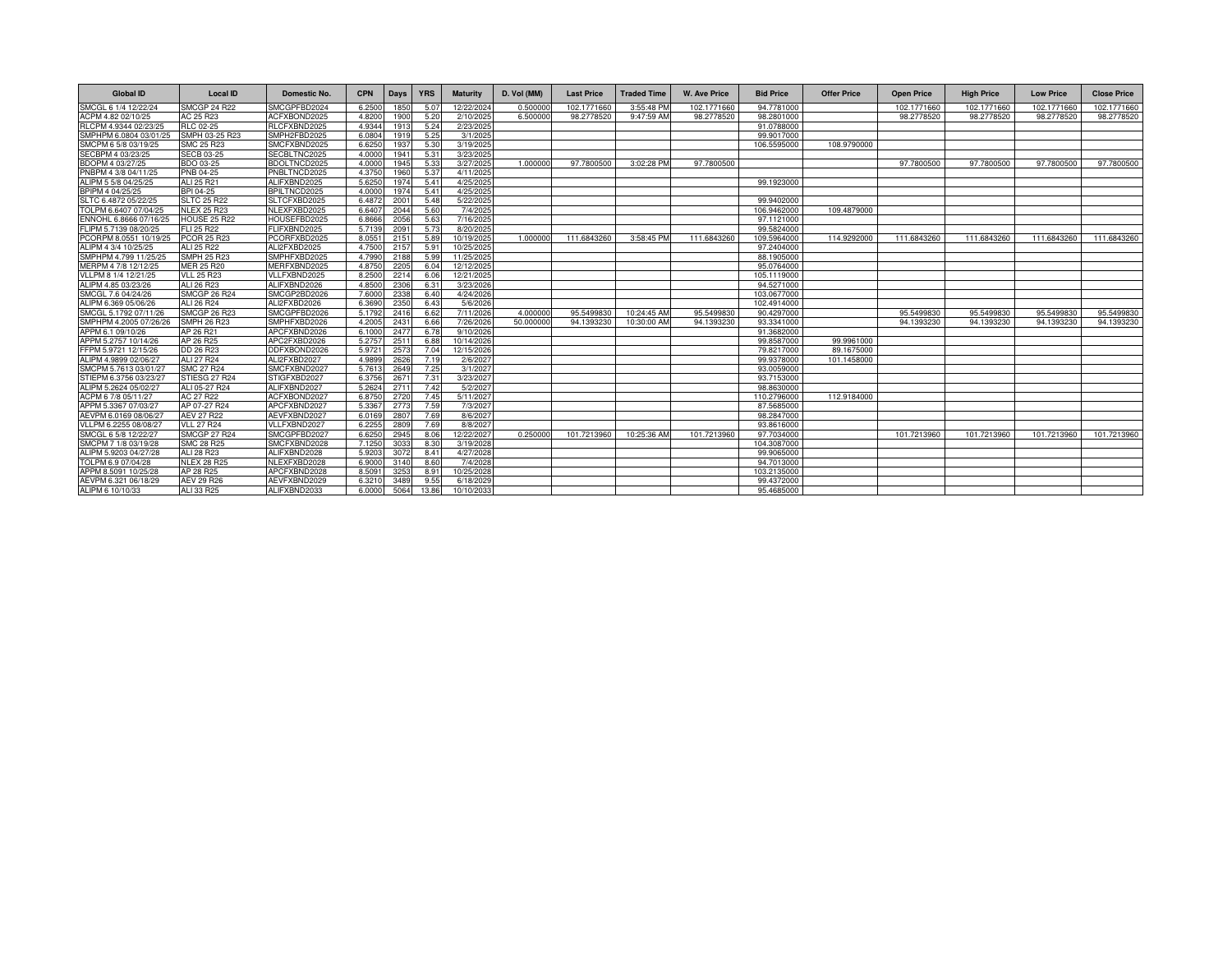| Global ID | Local ID | Domestic No. | CPN | Days | YRS | Maturity | D. Vol (MM) | Last Price | Traded Time | W. Ave Price | Bid Price | Offer Price | Open Price | High Price | Low Price | Close Price |
|---|---|---|---|---|---|---|---|---|---|---|---|---|---|---|---|---|
| SMCGL 6 1/4 12/22/24 | SMCGP 24 R22 | SMCGPFBD2024 | 6.2500 | 1850 | 5.07 | 12/22/2024 | 0.500000 | 102.1771660 | 3:55:48 PM | 102.1771660 | 94.7781000 | | 102.1771660 | 102.1771660 | 102.1771660 | 102.1771660 |
| ACPM 4.82 02/10/25 | AC 25 R23 | ACFXBOND2025 | 4.8200 | 1900 | 5.20 | 2/10/2025 | 6.500000 | 98.2778520 | 9:47:59 AM | 98.2778520 | 98.2801000 | | 98.2778520 | 98.2778520 | 98.2778520 | 98.2778520 |
| RLCPM 4.9344 02/23/25 | RLC 02-25 | RLCFXBND2025 | 4.9344 | 1913 | 5.24 | 2/23/2025 | | | | | 91.0788000 | | | | | |
| SMPHPM 6.0804 03/01/25 | SMPH 03-25 R23 | SMPH2FBD2025 | 6.0804 | 1919 | 5.25 | 3/1/2025 | | | | | 99.9017000 | | | | | |
| SMCPM 6 5/8 03/19/25 | SMC 25 R23 | SMCFXBND2025 | 6.6250 | 1937 | 5.30 | 3/19/2025 | | | | | 106.5595000 | 108.9790000 | | | | |
| SECBPM 4 03/23/25 | SECB 03-25 | SECBLTNC2025 | 4.0000 | 1941 | 5.31 | 3/23/2025 | | | | | | | | | | |
| BDOPM 4 03/27/25 | BDO 03-25 | BDOLTNCD2025 | 4.0000 | 1945 | 5.33 | 3/27/2025 | 1.000000 | 97.7800500 | 3:02:28 PM | 97.7800500 | | | 97.7800500 | 97.7800500 | 97.7800500 | 97.7800500 |
| PNBPM 4 3/8 04/11/25 | PNB 04-25 | PNBLTNCD2025 | 4.3750 | 1960 | 5.37 | 4/11/2025 | | | | | | | | | | |
| ALIPM 5 5/8 04/25/25 | ALI 25 R21 | ALIFXBND2025 | 5.6250 | 1974 | 5.41 | 4/25/2025 | | | | | 99.1923000 | | | | | |
| BPIPM 4 04/25/25 | BPI 04-25 | BPILTNCD2025 | 4.0000 | 1974 | 5.41 | 4/25/2025 | | | | | | | | | | |
| SLTC 6.4872 05/22/25 | SLTC 25 R22 | SLTCFXBD2025 | 6.4872 | 2001 | 5.48 | 5/22/2025 | | | | | 99.9402000 | | | | | |
| TOLPM 6.6407 07/04/25 | NLEX 25 R23 | NLEXFXBD2025 | 6.6407 | 2044 | 5.60 | 7/4/2025 | | | | | 106.9462000 | 109.4879000 | | | | |
| ENNOHL 6.8666 07/16/25 | HOUSE 25 R22 | HOUSEFBD2025 | 6.8666 | 2056 | 5.63 | 7/16/2025 | | | | | 97.1121000 | | | | | |
| FLIPM 5.7139 08/20/25 | FLI 25 R22 | FLIFXBND2025 | 5.7139 | 2091 | 5.73 | 8/20/2025 | | | | | 99.5824000 | | | | | |
| PCORPM 8.0551 10/19/25 | PCOR 25 R23 | PCORFXBD2025 | 8.0551 | 2151 | 5.89 | 10/19/2025 | 1.000000 | 111.6843260 | 3:58:45 PM | 111.6843260 | 109.5964000 | 114.9292000 | 111.6843260 | 111.6843260 | 111.6843260 | 111.6843260 |
| ALIPM 4 3/4 10/25/25 | ALI 25 R22 | ALI2FXBD2025 | 4.7500 | 2157 | 5.91 | 10/25/2025 | | | | | 97.2404000 | | | | | |
| SMPHPM 4.799 11/25/25 | SMPH 25 R23 | SMPHFXBD2025 | 4.7990 | 2188 | 5.99 | 11/25/2025 | | | | | 88.1905000 | | | | | |
| MERPM 4 7/8 12/12/25 | MER 25 R20 | MERFXBND2025 | 4.8750 | 2205 | 6.04 | 12/12/2025 | | | | | 95.0764000 | | | | | |
| VLLPM 8 1/4 12/21/25 | VLL 25 R23 | VLLFXBND2025 | 8.2500 | 2214 | 6.06 | 12/21/2025 | | | | | 105.1119000 | | | | | |
| ALIPM 4.85 03/23/26 | ALI 26 R23 | ALIFXBND2026 | 4.8500 | 2306 | 6.31 | 3/23/2026 | | | | | 94.5271000 | | | | | |
| SMCGL 7.6 04/24/26 | SMCGP 26 R24 | SMCGP2BD2026 | 7.6000 | 2338 | 6.40 | 4/24/2026 | | | | | 103.0677000 | | | | | |
| ALIPM 6.369 05/06/26 | ALI 26 R24 | ALI2FXBD2026 | 6.3690 | 2350 | 6.43 | 5/6/2026 | | | | | 102.4914000 | | | | | |
| SMCGL 5.1792 07/11/26 | SMCGP 26 R23 | SMCGPFBD2026 | 5.1792 | 2416 | 6.62 | 7/11/2026 | 4.000000 | 95.5499830 | 10:24:45 AM | 95.5499830 | 90.4297000 | | 95.5499830 | 95.5499830 | 95.5499830 | 95.5499830 |
| SMPHPM 4.2005 07/26/26 | SMPH 26 R23 | SMPHFXBD2026 | 4.2005 | 2431 | 6.66 | 7/26/2026 | 50.000000 | 94.1393230 | 10:30:00 AM | 94.1393230 | 93.3341000 | | 94.1393230 | 94.1393230 | 94.1393230 | 94.1393230 |
| APPM 6.1 09/10/26 | AP 26 R21 | APCFXBND2026 | 6.1000 | 2477 | 6.78 | 9/10/2026 | | | | | 91.3682000 | | | | | |
| APPM 5.2757 10/14/26 | AP 26 R25 | APC2FXBD2026 | 5.2757 | 2511 | 6.88 | 10/14/2026 | | | | | 99.8587000 | 99.9961000 | | | | |
| FFPM 5.9721 12/15/26 | DD 26 R23 | DDFXBOND2026 | 5.9721 | 2573 | 7.04 | 12/15/2026 | | | | | 79.8217000 | 89.1675000 | | | | |
| ALIPM 4.9899 02/06/27 | ALI 27 R24 | ALI2FXBD2027 | 4.9899 | 2626 | 7.19 | 2/6/2027 | | | | | 99.9378000 | 101.1458000 | | | | |
| SMCPM 5.7613 03/01/27 | SMC 27 R24 | SMCFXBND2027 | 5.7613 | 2649 | 7.25 | 3/1/2027 | | | | | 93.0059000 | | | | | |
| STIEPM 6.3756 03/23/27 | STIESG 27 R24 | STIGFXBD2027 | 6.3756 | 2671 | 7.31 | 3/23/2027 | | | | | 93.7153000 | | | | | |
| ALIPM 5.2624 05/02/27 | ALI 05-27 R24 | ALIFXBND2027 | 5.2624 | 2711 | 7.42 | 5/2/2027 | | | | | 98.8630000 | | | | | |
| ACPM 6 7/8 05/11/27 | AC 27 R22 | ACFXBOND2027 | 6.8750 | 2720 | 7.45 | 5/11/2027 | | | | | 110.2796000 | 112.9184000 | | | | |
| APPM 5.3367 07/03/27 | AP 07-27 R24 | APCFXBND2027 | 5.3367 | 2773 | 7.59 | 7/3/2027 | | | | | 87.5685000 | | | | | |
| AEVPM 6.0169 08/06/27 | AEV 27 R22 | AEVFXBND2027 | 6.0169 | 2807 | 7.69 | 8/6/2027 | | | | | 98.2847000 | | | | | |
| VLLPM 6.2255 08/08/27 | VLL 27 R24 | VLLFXBND2027 | 6.2255 | 2809 | 7.69 | 8/8/2027 | | | | | 93.8616000 | | | | | |
| SMCGL 6 5/8 12/22/27 | SMCGP 27 R24 | SMCGPFBD2027 | 6.6250 | 2945 | 8.06 | 12/22/2027 | 0.250000 | 101.7213960 | 10:25:36 AM | 101.7213960 | 97.7034000 | | 101.7213960 | 101.7213960 | 101.7213960 | 101.7213960 |
| SMCPM 7 1/8 03/19/28 | SMC 28 R25 | SMCFXBND2028 | 7.1250 | 3033 | 8.30 | 3/19/2028 | | | | | 104.3087000 | | | | | |
| ALIPM 5.9203 04/27/28 | ALI 28 R23 | ALIFXBND2028 | 5.9203 | 3072 | 8.41 | 4/27/2028 | | | | | 99.9065000 | | | | | |
| TOLPM 6.9 07/04/28 | NLEX 28 R25 | NLEXFXBD2028 | 6.9000 | 3140 | 8.60 | 7/4/2028 | | | | | 94.7013000 | | | | | |
| APPM 8.5091 10/25/28 | AP 28 R25 | APCFXBND2028 | 8.5091 | 3253 | 8.91 | 10/25/2028 | | | | | 103.2135000 | | | | | |
| AEVPM 6.321 06/18/29 | AEV 29 R26 | AEVFXBND2029 | 6.3210 | 3489 | 9.55 | 6/18/2029 | | | | | 99.4372000 | | | | | |
| ALIPM 6 10/10/33 | ALI 33 R25 | ALIFXBND2033 | 6.0000 | 5064 | 13.86 | 10/10/2033 | | | | | 95.4685000 | | | | | |